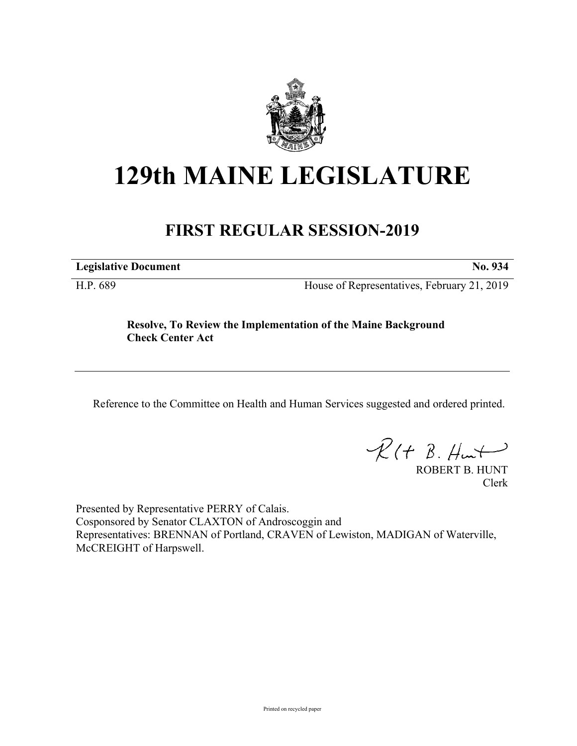# 129th MAINE LEGISLATURE

## FIRST REGULAR SESSION-2019

| **Legislative Document** | **No. 934** |
|---|---|
| H.P. 689 | House of Representatives, February 21, 2019 |

**Resolve, To Review the Implementation of the Maine Background Check Center Act**

Reference to the Committee on Health and Human Services suggested and ordered printed.

ROBERT B. HUNT
Clerk

Presented by Representative PERRY of Calais.
Cosponsored by Senator CLAXTON of Androscoggin and
Representatives: BRENNAN of Portland, CRAVEN of Lewiston, MADIGAN of Waterville, McCREIGHT of Harpswell.

Printed on recycled paper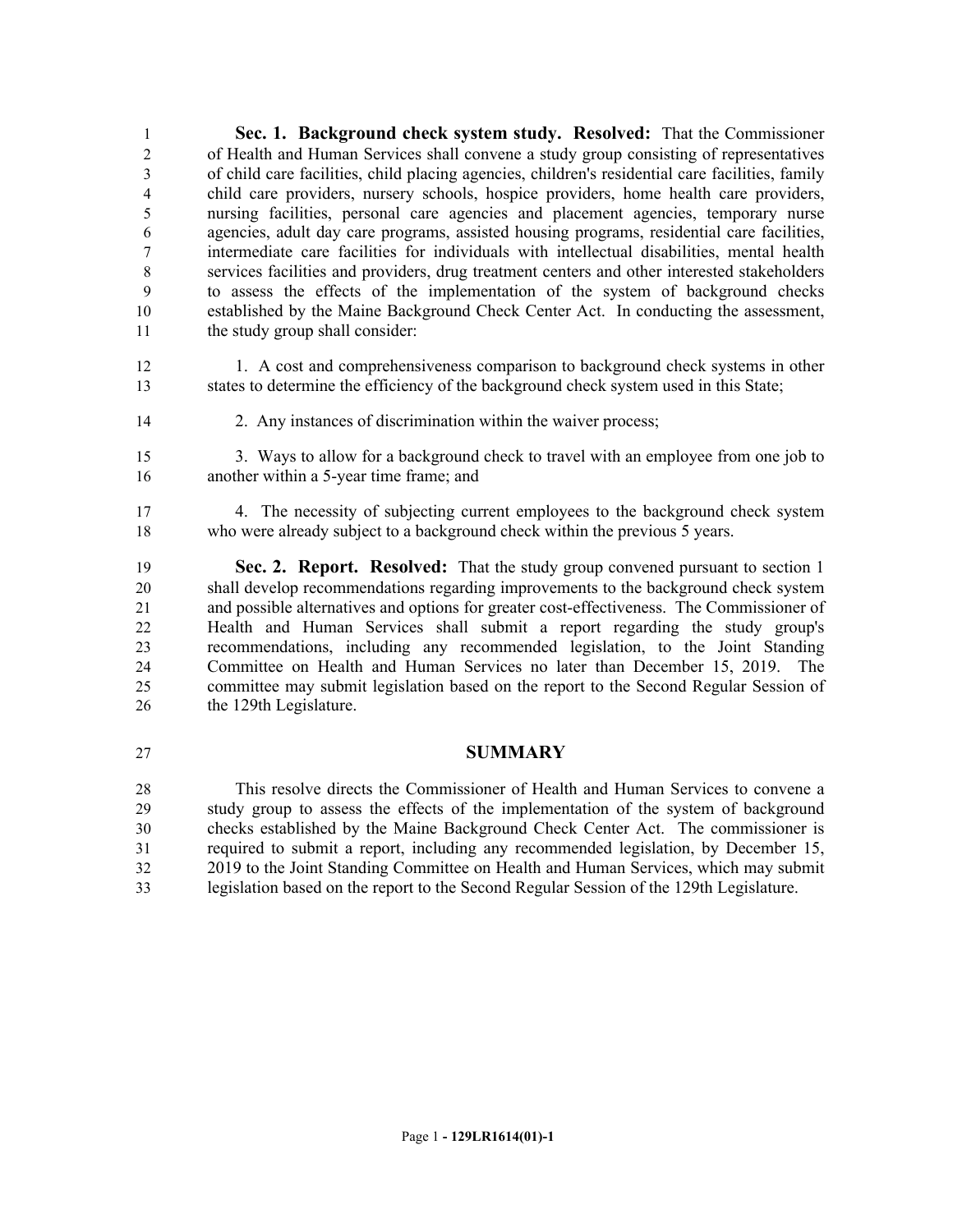**Sec. 1. Background check system study. Resolved:** That the Commissioner of Health and Human Services shall convene a study group consisting of representatives of child care facilities, child placing agencies, children's residential care facilities, family child care providers, nursery schools, hospice providers, home health care providers, nursing facilities, personal care agencies and placement agencies, temporary nurse agencies, adult day care programs, assisted housing programs, residential care facilities, intermediate care facilities for individuals with intellectual disabilities, mental health services facilities and providers, drug treatment centers and other interested stakeholders to assess the effects of the implementation of the system of background checks established by the Maine Background Check Center Act. In conducting the assessment, the study group shall consider:

1. A cost and comprehensiveness comparison to background check systems in other states to determine the efficiency of the background check system used in this State;

2. Any instances of discrimination within the waiver process;

3. Ways to allow for a background check to travel with an employee from one job to another within a 5-year time frame; and

4. The necessity of subjecting current employees to the background check system who were already subject to a background check within the previous 5 years.

**Sec. 2. Report. Resolved:** That the study group convened pursuant to section 1 shall develop recommendations regarding improvements to the background check system and possible alternatives and options for greater cost-effectiveness. The Commissioner of Health and Human Services shall submit a report regarding the study group's recommendations, including any recommended legislation, to the Joint Standing Committee on Health and Human Services no later than December 15, 2019. The committee may submit legislation based on the report to the Second Regular Session of the 129th Legislature.

## SUMMARY

This resolve directs the Commissioner of Health and Human Services to convene a study group to assess the effects of the implementation of the system of background checks established by the Maine Background Check Center Act. The commissioner is required to submit a report, including any recommended legislation, by December 15, 2019 to the Joint Standing Committee on Health and Human Services, which may submit legislation based on the report to the Second Regular Session of the 129th Legislature.